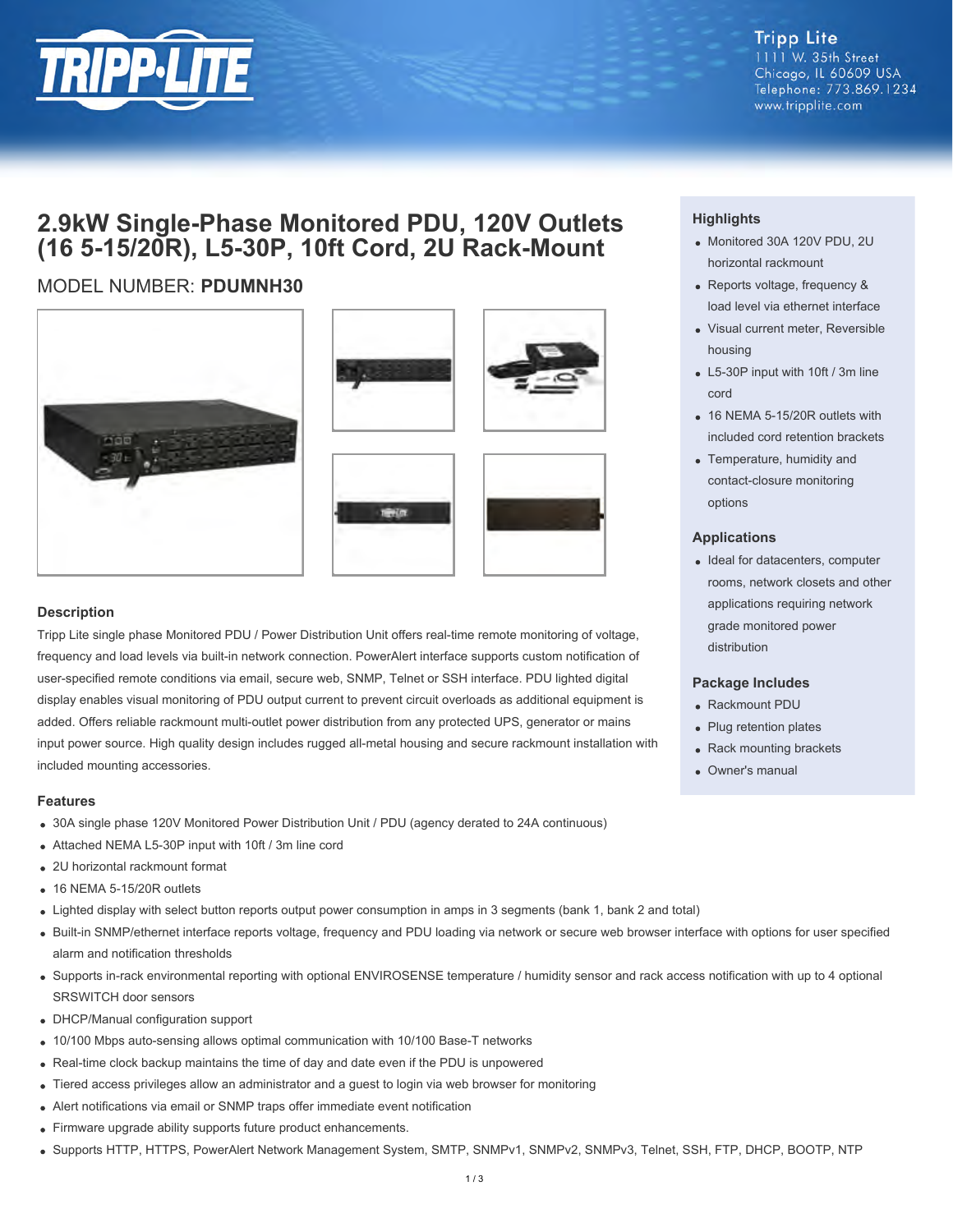Tripp Lite
1111 W. 35th Street
Chicago, IL 60609 USA
Telephone: 773.869.1234
www.tripplite.com

# 2.9kW Single-Phase Monitored PDU, 120V Outlets (16 5-15/20R), L5-30P, 10ft Cord, 2U Rack-Mount

MODEL NUMBER: **PDUMNH30**

## Highlights

- Monitored 30A 120V PDU, 2U horizontal rackmount
- Reports voltage, frequency & load level via ethernet interface
- Visual current meter, Reversible housing
- L5-30P input with 10ft / 3m line cord
- 16 NEMA 5-15/20R outlets with included cord retention brackets
- Temperature, humidity and contact-closure monitoring options

## Applications

- Ideal for datacenters, computer rooms, network closets and other applications requiring network grade monitored power distribution

## Package Includes

- Rackmount PDU
- Plug retention plates
- Rack mounting brackets
- Owner's manual

## Description

Tripp Lite single phase Monitored PDU / Power Distribution Unit offers real-time remote monitoring of voltage, frequency and load levels via built-in network connection. PowerAlert interface supports custom notification of user-specified remote conditions via email, secure web, SNMP, Telnet or SSH interface. PDU lighted digital display enables visual monitoring of PDU output current to prevent circuit overloads as additional equipment is added. Offers reliable rackmount multi-outlet power distribution from any protected UPS, generator or mains input power source. High quality design includes rugged all-metal housing and secure rackmount installation with included mounting accessories.

## Features

- 30A single phase 120V Monitored Power Distribution Unit / PDU (agency derated to 24A continuous)
- Attached NEMA L5-30P input with 10ft / 3m line cord
- 2U horizontal rackmount format
- 16 NEMA 5-15/20R outlets
- Lighted display with select button reports output power consumption in amps in 3 segments (bank 1, bank 2 and total)
- Built-in SNMP/ethernet interface reports voltage, frequency and PDU loading via network or secure web browser interface with options for user specified alarm and notification thresholds
- Supports in-rack environmental reporting with optional ENVIROSENSE temperature / humidity sensor and rack access notification with up to 4 optional SRSWITCH door sensors
- DHCP/Manual configuration support
- 10/100 Mbps auto-sensing allows optimal communication with 10/100 Base-T networks
- Real-time clock backup maintains the time of day and date even if the PDU is unpowered
- Tiered access privileges allow an administrator and a guest to login via web browser for monitoring
- Alert notifications via email or SNMP traps offer immediate event notification
- Firmware upgrade ability supports future product enhancements.
- Supports HTTP, HTTPS, PowerAlert Network Management System, SMTP, SNMPv1, SNMPv2, SNMPv3, Telnet, SSH, FTP, DHCP, BOOTP, NTP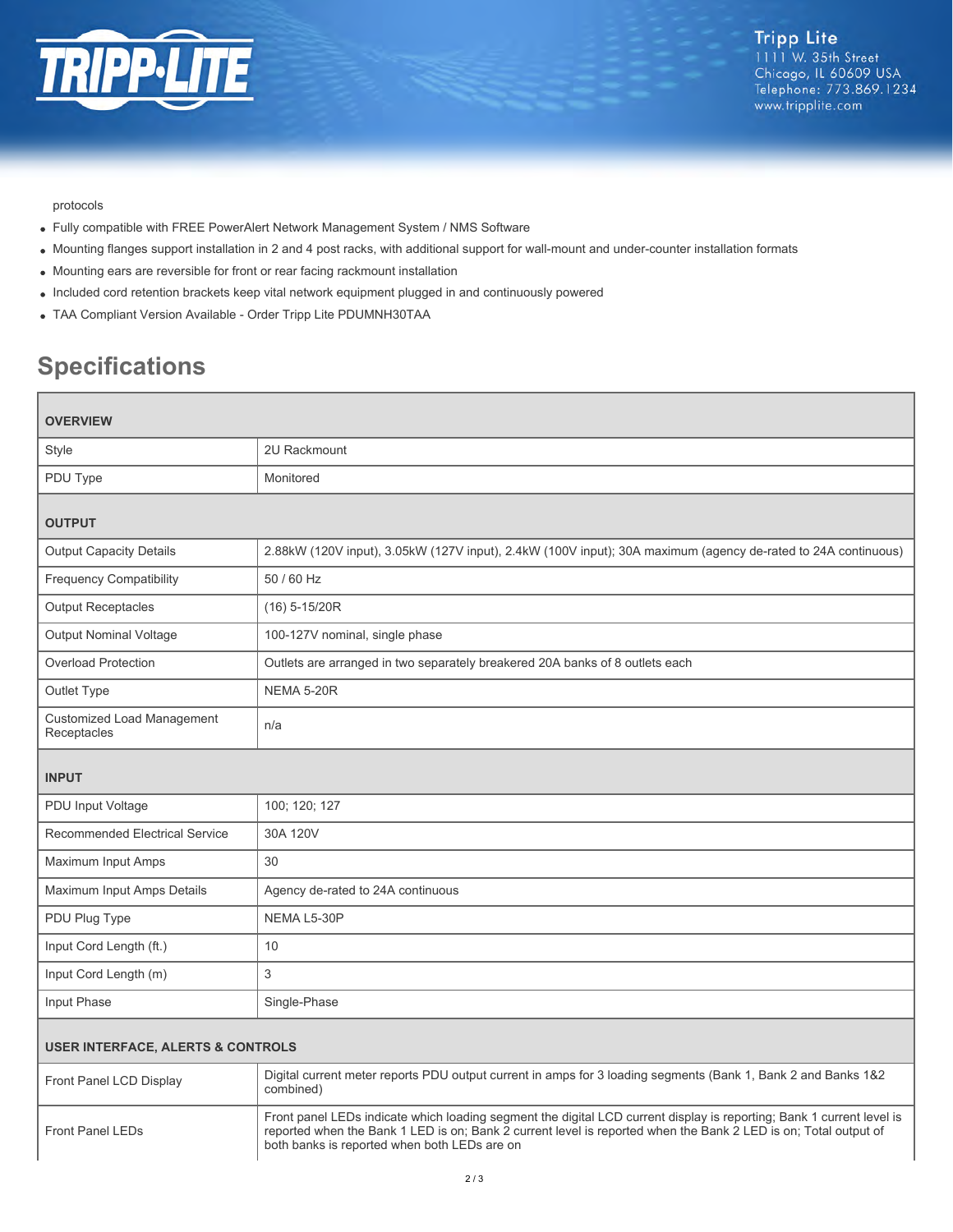protocols

- Fully compatible with FREE PowerAlert Network Management System / NMS Software
- Mounting flanges support installation in 2 and 4 post racks, with additional support for wall-mount and under-counter installation formats
- Mounting ears are reversible for front or rear facing rackmount installation
- Included cord retention brackets keep vital network equipment plugged in and continuously powered
- TAA Compliant Version Available - Order Tripp Lite PDUMNH30TAA

## Specifications

| **OVERVIEW** | |
|---|---|
| Style | 2U Rackmount |
| PDU Type | Monitored |
| **OUTPUT** | |
| Output Capacity Details | 2.88kW (120V input), 3.05kW (127V input), 2.4kW (100V input); 30A maximum (agency de-rated to 24A continuous) |
| Frequency Compatibility | 50 / 60 Hz |
| Output Receptacles | (16) 5-15/20R |
| Output Nominal Voltage | 100-127V nominal, single phase |
| Overload Protection | Outlets are arranged in two separately breakered 20A banks of 8 outlets each |
| Outlet Type | NEMA 5-20R |
| Customized Load Management Receptacles | n/a |
| **INPUT** | |
| PDU Input Voltage | 100; 120; 127 |
| Recommended Electrical Service | 30A 120V |
| Maximum Input Amps | 30 |
| Maximum Input Amps Details | Agency de-rated to 24A continuous |
| PDU Plug Type | NEMA L5-30P |
| Input Cord Length (ft.) | 10 |
| Input Cord Length (m) | 3 |
| Input Phase | Single-Phase |
| **USER INTERFACE, ALERTS & CONTROLS** | |
| Front Panel LCD Display | Digital current meter reports PDU output current in amps for 3 loading segments (Bank 1, Bank 2 and Banks 1&2 combined) |
| Front Panel LEDs | Front panel LEDs indicate which loading segment the digital LCD current display is reporting; Bank 1 current level is reported when the Bank 1 LED is on; Bank 2 current level is reported when the Bank 2 LED is on; Total output of both banks is reported when both LEDs are on |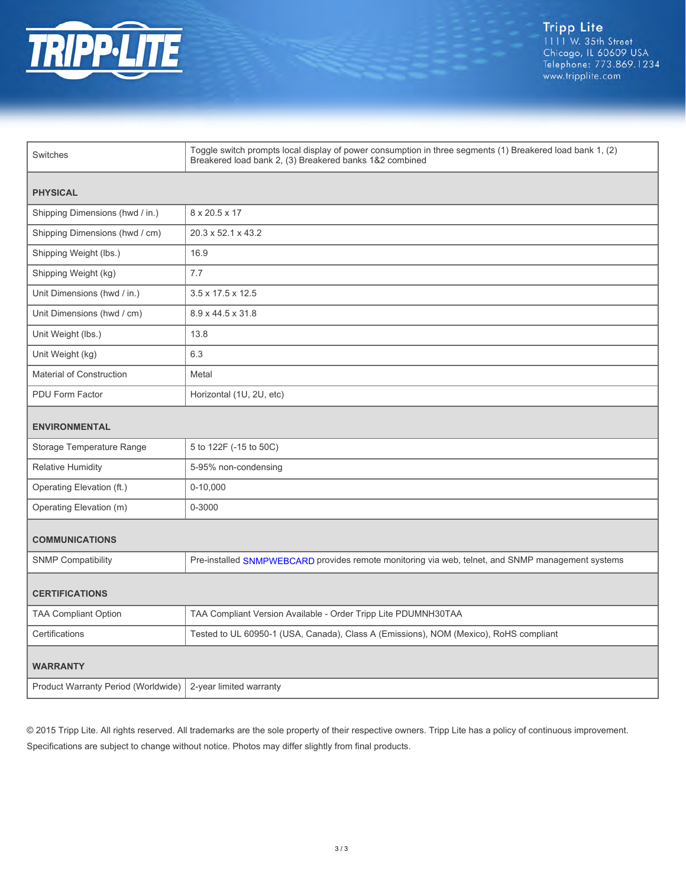| | |
|---|---|
| Switches | Toggle switch prompts local display of power consumption in three segments (1) Breakered load bank 1, (2) Breakered load bank 2, (3) Breakered banks 1&2 combined |
| **PHYSICAL** | |
| Shipping Dimensions (hwd / in.) | 8 x 20.5 x 17 |
| Shipping Dimensions (hwd / cm) | 20.3 x 52.1 x 43.2 |
| Shipping Weight (lbs.) | 16.9 |
| Shipping Weight (kg) | 7.7 |
| Unit Dimensions (hwd / in.) | 3.5 x 17.5 x 12.5 |
| Unit Dimensions (hwd / cm) | 8.9 x 44.5 x 31.8 |
| Unit Weight (lbs.) | 13.8 |
| Unit Weight (kg) | 6.3 |
| Material of Construction | Metal |
| PDU Form Factor | Horizontal (1U, 2U, etc) |
| **ENVIRONMENTAL** | |
| Storage Temperature Range | 5 to 122F (-15 to 50C) |
| Relative Humidity | 5-95% non-condensing |
| Operating Elevation (ft.) | 0-10,000 |
| Operating Elevation (m) | 0-3000 |
| **COMMUNICATIONS** | |
| SNMP Compatibility | Pre-installed SNMPWEBCARD provides remote monitoring via web, telnet, and SNMP management systems |
| **CERTIFICATIONS** | |
| TAA Compliant Option | TAA Compliant Version Available - Order Tripp Lite PDUMNH30TAA |
| Certifications | Tested to UL 60950-1 (USA, Canada), Class A (Emissions), NOM (Mexico), RoHS compliant |
| **WARRANTY** | |
| Product Warranty Period (Worldwide) | 2-year limited warranty |

© 2015 Tripp Lite. All rights reserved. All trademarks are the sole property of their respective owners. Tripp Lite has a policy of continuous improvement. Specifications are subject to change without notice. Photos may differ slightly from final products.